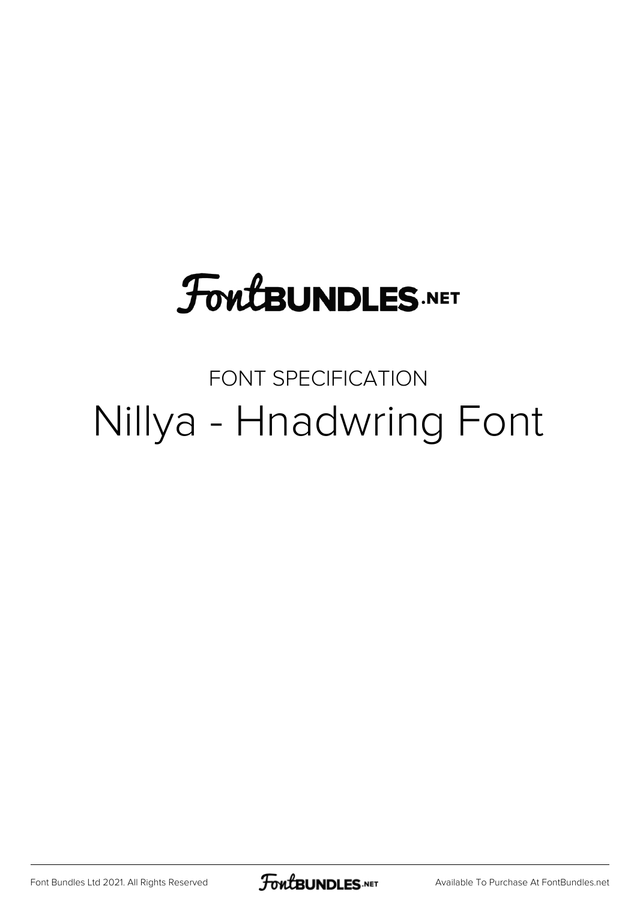FontBUNDLES.NET

FONT SPECIFICATION

# Nillya - Hnadwring Font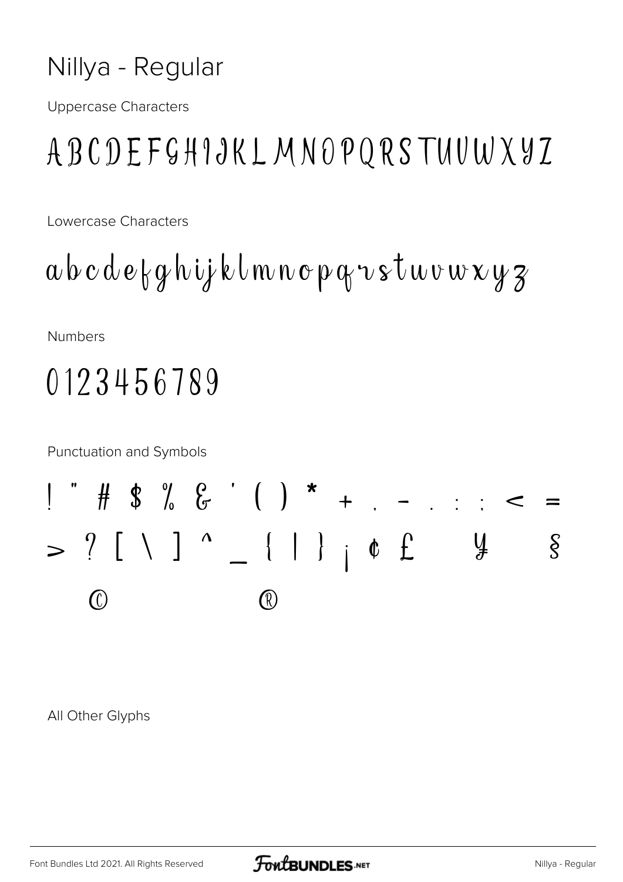# Nillya - Regular

Uppercase Characters

A B C D E F G H I J K L M N O P Q R S T U V W X Y Z

Lowercase Characters

a b c d e f g h i j k l m n o p q r s t u v w x y z

Numbers

0 1 2 3 4 5 6 7 8 9

Punctuation and Symbols

! " # $ % & ' ( ) * + , - . : ; < =

> ? [ \ ] ^ _ { | } ¡ ¢ £ ¥ §

© ®

All Other Glyphs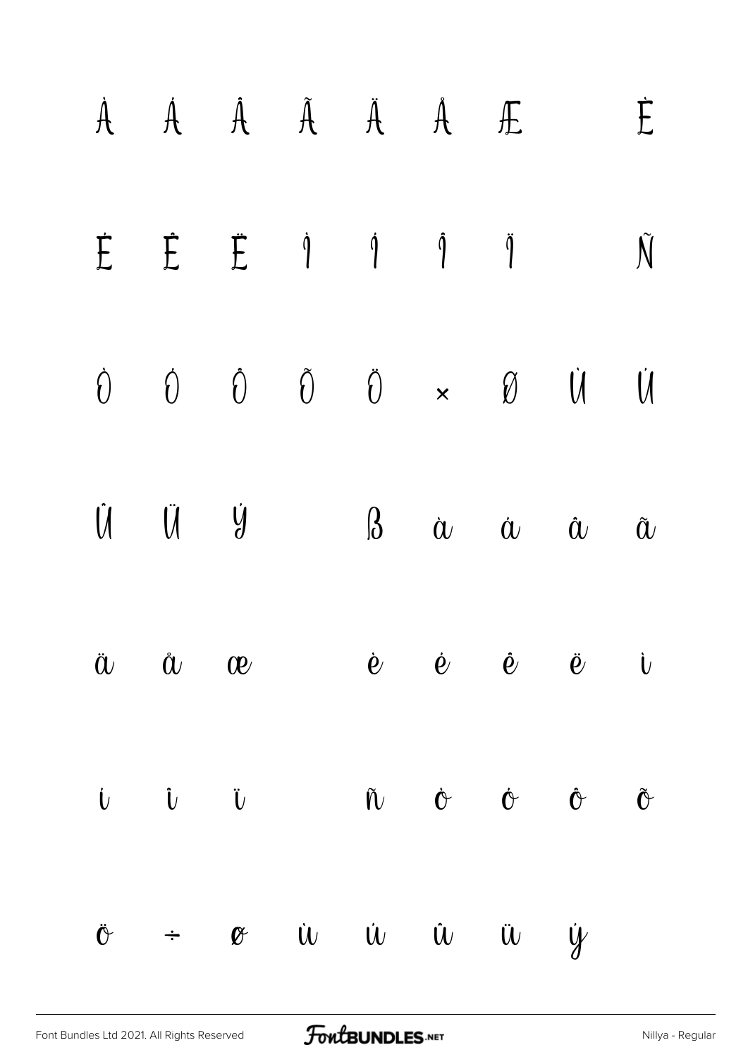À Á Â Ã Ä Å Æ È

É Ê Ë Ì Í Î Ï Ñ

Ò Ó Ô Õ Ö × Ø Ù Ú

Û Ü Ý ß à á â ã

ä å æ è é ê ë ì

í î ï ñ ò ó ô õ

ö ÷ ø ù ú û ü ý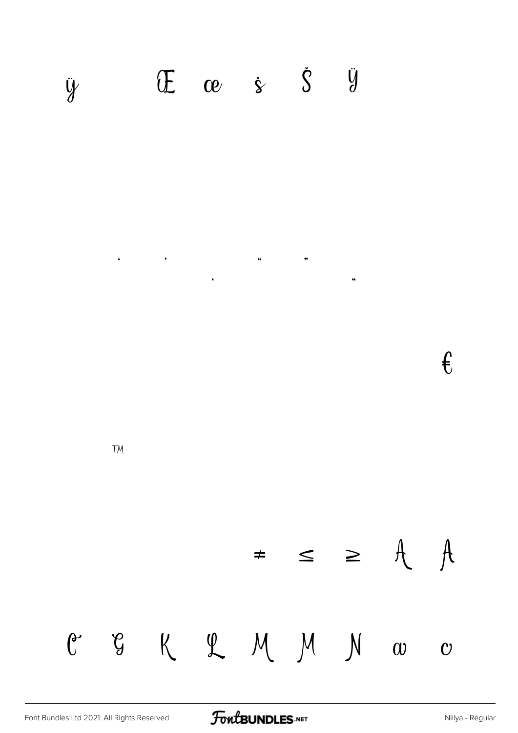ÿ Œ œ š Š Ÿ

' ' ‚ " " „

€

™

≠ ≤ ≥ A A

C G K L M M N a c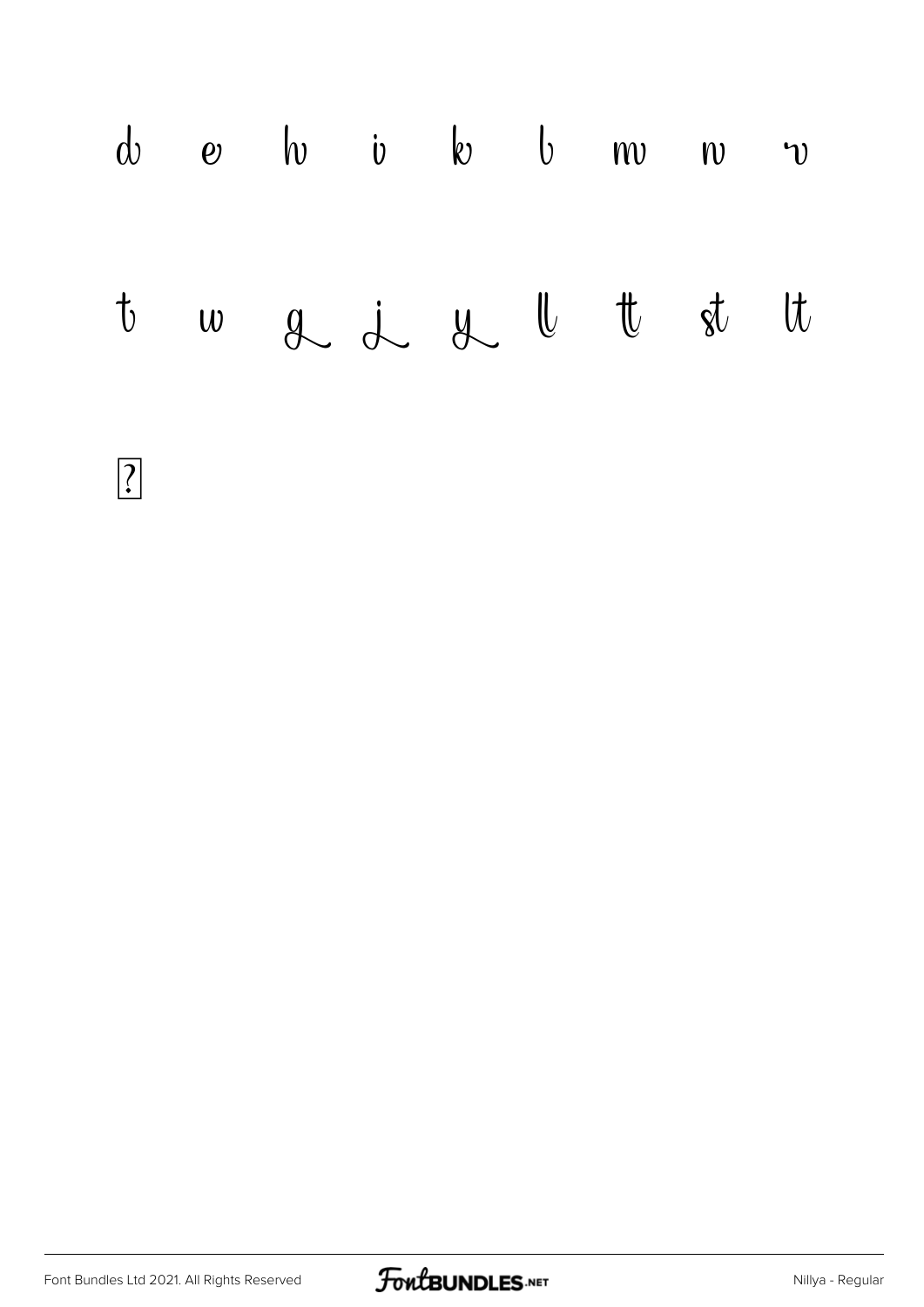d e h i k l m n v

t w g j y ll tt st lt

?